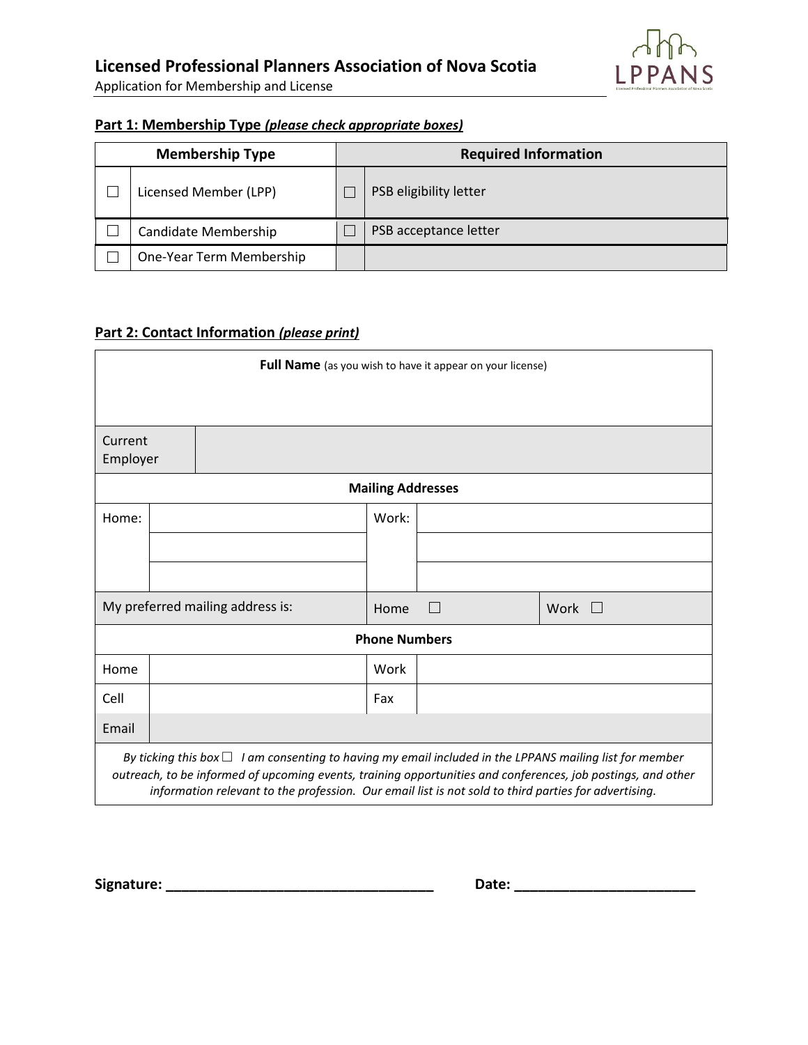# Licensed Professional Planners Association of Nova Scotia

Application for Membership and License

LPPANS

## Part 1: Membership Type *(please check appropriate boxes)*

| | Membership Type | | Required Information |
|---|---|---|---|
| ☐ | Licensed Member (LPP) | ☐ | PSB eligibility letter |
| ☐ | Candidate Membership | ☐ | PSB acceptance letter |
| ☐ | One-Year Term Membership | | |

## Part 2: Contact Information *(please print)*

| **Full Name** (as you wish to have it appear on your license) | | | | |
|---|---|---|---|---|
| | | | | |
| Current Employer | | | | |
| **Mailing Addresses** | | | | |
| Home: | | Work: | | |
| | | | | |
| | | | | |
| My preferred mailing address is: | | Home ☐ | Work ☐ | |
| **Phone Numbers** | | | | |
| Home | | Work | | |
| Cell | | Fax | | |
| Email | | | | |

*By ticking this box ☐ I am consenting to having my email included in the LPPANS mailing list for member outreach, to be informed of upcoming events, training opportunities and conferences, job postings, and other information relevant to the profession. Our email list is not sold to third parties for advertising.*

**Signature: ___________________________________** **Date: _______________________**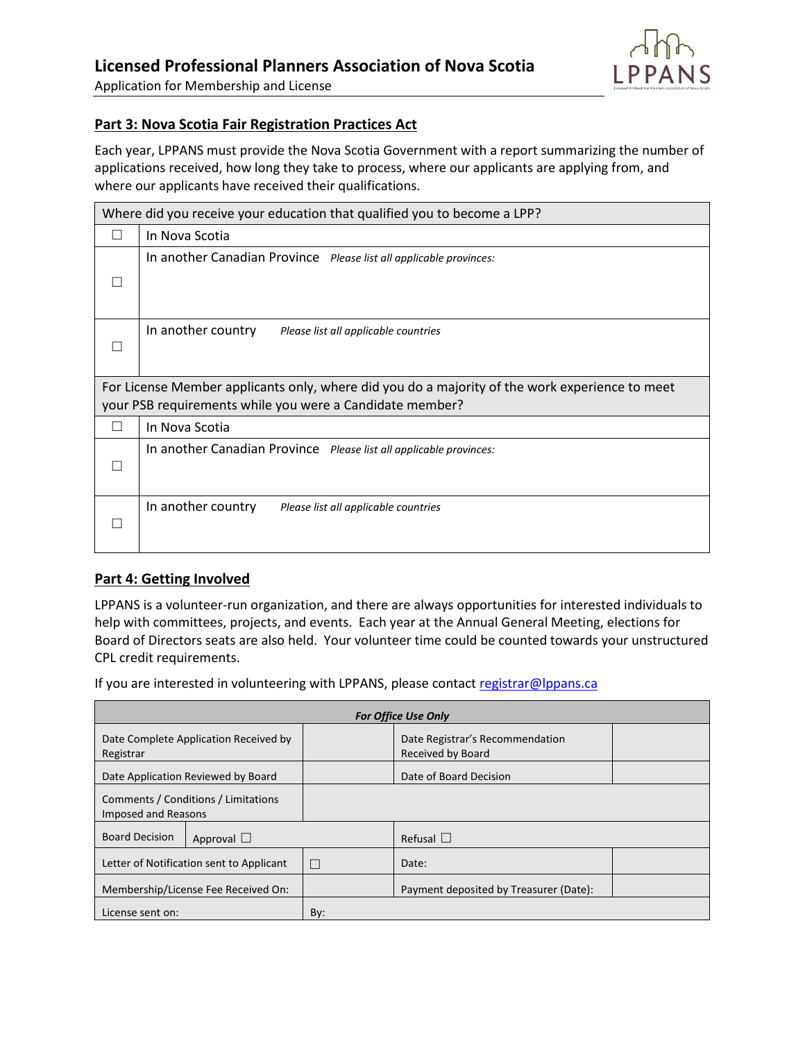## Part 3: Nova Scotia Fair Registration Practices Act

Each year, LPPANS must provide the Nova Scotia Government with a report summarizing the number of applications received, how long they take to process, where our applicants are applying from, and where our applicants have received their qualifications.

| | |
|---|---|
| **Where did you receive your education that qualified you to become a LPP?** | |
| ☐ | In Nova Scotia |
| ☐ | In another Canadian Province *Please list all applicable provinces:* |
| ☐ | In another country *Please list all applicable countries* |
| **For License Member applicants only, where did you do a majority of the work experience to meet your PSB requirements while you were a Candidate member?** | |
| ☐ | In Nova Scotia |
| ☐ | In another Canadian Province *Please list all applicable provinces:* |
| ☐ | In another country *Please list all applicable countries* |

## Part 4: Getting Involved

LPPANS is a volunteer-run organization, and there are always opportunities for interested individuals to help with committees, projects, and events. Each year at the Annual General Meeting, elections for Board of Directors seats are also held. Your volunteer time could be counted towards your unstructured CPL credit requirements.

If you are interested in volunteering with LPPANS, please contact registrar@lppans.ca

| | | | |
|---|---|---|---|
| ***For Office Use Only*** | | | |
| Date Complete Application Received by Registrar | | Date Registrar's Recommendation Received by Board | |
| Date Application Reviewed by Board | | Date of Board Decision | |
| Comments / Conditions / Limitations Imposed and Reasons | | | |
| Board Decision | Approval ☐ | Refusal ☐ | |
| Letter of Notification sent to Applicant | ☐ | Date: | |
| Membership/License Fee Received On: | | Payment deposited by Treasurer (Date): | |
| License sent on: | By: | | |